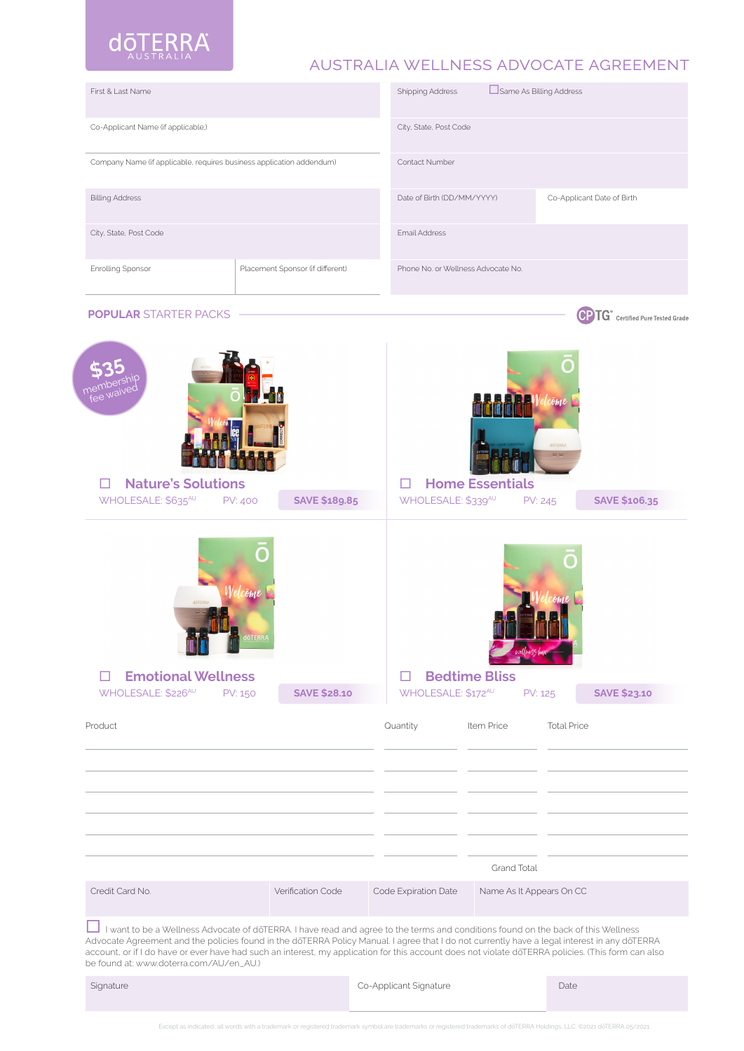dōTERRA AUSTRALIA

# AUSTRALIA WELLNESS ADVOCATE AGREEMENT

| | |
|---|---|
| First & Last Name | Shipping Address ☐ Same As Billing Address |
| Co-Applicant Name (if applicable) | City, State, Post Code |
| Company Name (if applicable, requires business application addendum) | Contact Number |
| Billing Address | Date of Birth (DD/MM/YYYY) / Co-Applicant Date of Birth |
| City, State, Post Code | Email Address |
| Enrolling Sponsor / Placement Sponsor (if different) | Phone No. or Wellness Advocate No. |

## POPULAR STARTER PACKS

CPTG® Certified Pure Tested Grade

$35 membership fee waived

☐ **Nature's Solutions**
WHOLESALE: $635[AU] PV: 400 **SAVE $189.85**

☐ **Home Essentials**
WHOLESALE: $339[AU] PV: 245 **SAVE $106.35**

☐ **Emotional Wellness**
WHOLESALE: $226[AU] PV: 150 **SAVE $28.10**

☐ **Bedtime Bliss**
WHOLESALE: $172[AU] PV: 125 **SAVE $23.10**

| Product | Quantity | Item Price | Total Price |
|---|---|---|---|
| | | | |
| | | | |
| | | | |
| | | | |
| | | | |
| | | | |
| | | Grand Total | |

| Credit Card No. | Verification Code | Code Expiration Date | Name As It Appears On CC |
|---|---|---|---|
| | | | |

☐ I want to be a Wellness Advocate of dōTERRA. I have read and agree to the terms and conditions found on the back of this Wellness Advocate Agreement and the policies found in the dōTERRA Policy Manual. I agree that I do not currently have a legal interest in any dōTERRA account, or if I do have or ever have had such an interest, my application for this account does not violate dōTERRA policies. (This form can also be found at: www.doterra.com/AU/en_AU.)

| Signature | Co-Applicant Signature | Date |
|---|---|---|
| | | |

Except as indicated, all words with a trademark or registered trademark symbol are trademarks or registered trademarks of dōTERRA Holdings, LLC. ©2021 dōTERRA 05/2021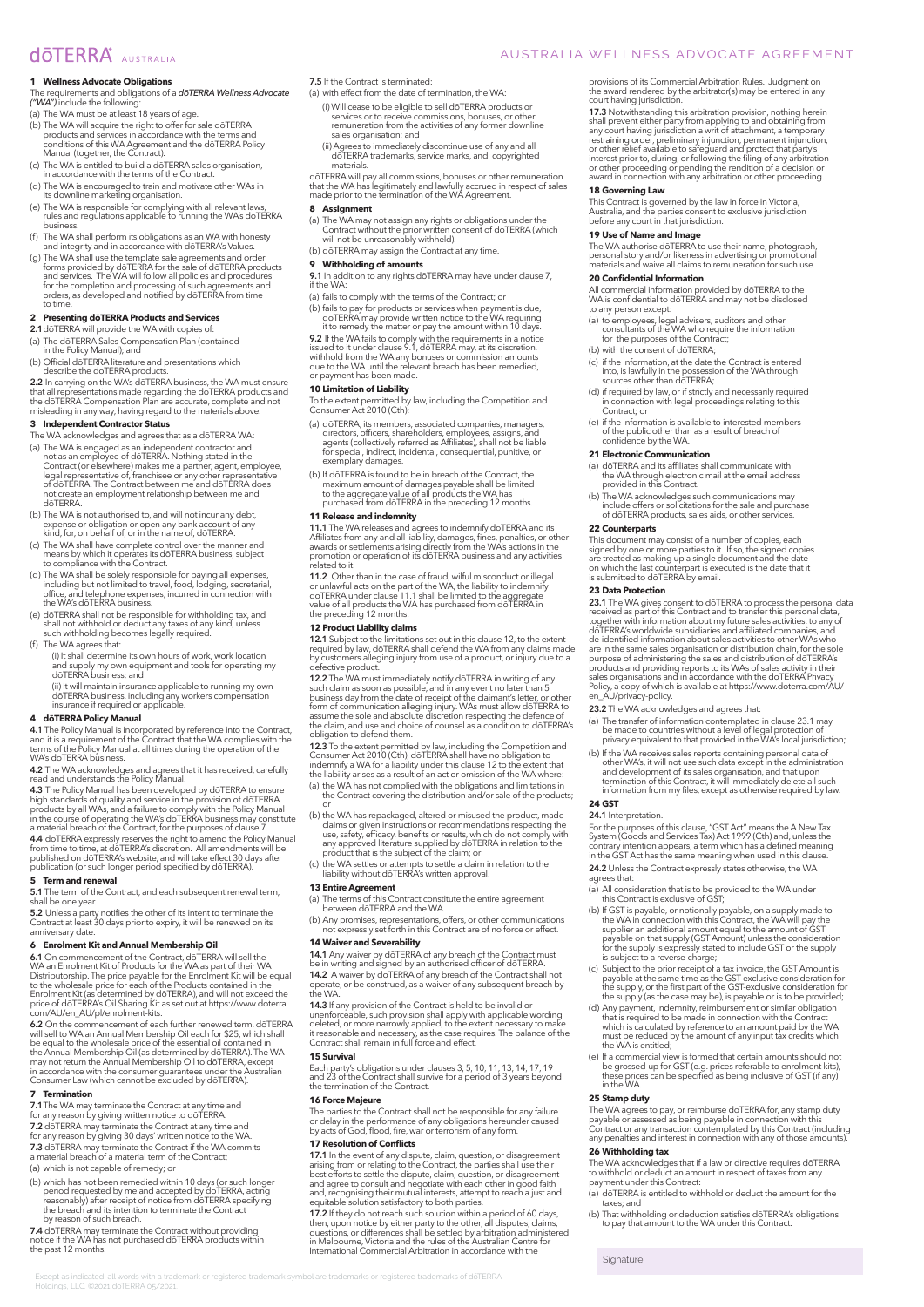# dōTERRA AUSTRALIA

# AUSTRALIA WELLNESS ADVOCATE AGREEMENT

## 1 Wellness Advocate Obligations

The requirements and obligations of a *dōTERRA Wellness Advocate ("WA")* include the following:

(a) The WA must be at least 18 years of age.

(b) The WA will acquire the right to offer for sale dōTERRA products and services in accordance with the terms and conditions of this WA Agreement and the dōTERRA Policy Manual (together, the Contract).

(c) The WA is entitled to build a dōTERRA sales organisation, in accordance with the terms of the Contract.

(d) The WA is encouraged to train and motivate other WAs in its downline marketing organisation.

(e) The WA is responsible for complying with all relevant laws, rules and regulations applicable to running the WA's dōTERRA business.

(f) The WA shall perform its obligations as an WA with honesty and integrity and in accordance with dōTERRA's Values.

(g) The WA shall use the template sale agreements and order forms provided by dōTERRA for the sale of dōTERRA products and services. The WA will follow all policies and procedures for the completion and processing of such agreements and orders, as developed and notified by dōTERRA from time to time.

## 2 Presenting dōTERRA Products and Services

**2.1** dōTERRA will provide the WA with copies of:

(a) The dōTERRA Sales Compensation Plan (contained in the Policy Manual); and

(b) Official dōTERRA literature and presentations which describe the doTERRA products.

**2.2** In carrying on the WA's dōTERRA business, the WA must ensure that all representations made regarding the dōTERRA products and the dōTERRA Compensation Plan are accurate, complete and not misleading in any way, having regard to the materials above.

## 3 Independent Contractor Status

The WA acknowledges and agrees that as a dōTERRA WA:

(a) The WA is engaged as an independent contractor and not as an employee of dōTERRA. Nothing stated in the Contract (or elsewhere) makes me a partner, agent, employee, legal representative of, franchisee or any other representative of dōTERRA. The Contract between me and dōTERRA does not create an employment relationship between me and dōTERRA.

(b) The WA is not authorised to, and will not incur any debt, expense or obligation or open any bank account of any kind, for, on behalf of, or in the name of, dōTERRA.

(c) The WA shall have complete control over the manner and means by which it operates its dōTERRA business, subject to compliance with the Contract.

(d) The WA shall be solely responsible for paying all expenses, including but not limited to travel, food, lodging, secretarial, office, and telephone expenses, incurred in connection with the WA's dōTERRA business.

(e) dōTERRA shall not be responsible for withholding tax, and shall not withhold or deduct any taxes of any kind, unless such withholding becomes legally required.

(f) The WA agrees that:

(i) It shall determine its own hours of work, work location and supply my own equipment and tools for operating my dōTERRA business; and

(ii) It will maintain insurance applicable to running my own dōTERRA business, including any workers compensation insurance if required or applicable.

## 4 dōTERRA Policy Manual

**4.1** The Policy Manual is incorporated by reference into the Contract, and it is a requirement of the Contract that the WA complies with the terms of the Policy Manual at all times during the operation of the WA's dōTERRA business.

**4.2** The WA acknowledges and agrees that it has received, carefully read and understands the Policy Manual.

**4.3** The Policy Manual has been developed by dōTERRA to ensure high standards of quality and service in the provision of dōTERRA products by all WAs, and a failure to comply with the Policy Manual in the course of operating the WA's dōTERRA business may constitute a material breach of the Contract, for the purposes of clause 7.

**4.4** dōTERRA expressly reserves the right to amend the Policy Manual from time to time, at dōTERRA's discretion. All amendments will be published on dōTERRA's website, and will take effect 30 days after publication (or such longer period specified by dōTERRA).

## 5 Term and renewal

**5.1** The term of the Contract, and each subsequent renewal term, shall be one year.

**5.2** Unless a party notifies the other of its intent to terminate the Contract at least 30 days prior to expiry, it will be renewed on its anniversary date.

## 6 Enrolment Kit and Annual Membership Oil

**6.1** On commencement of the Contract, dōTERRA will sell the WA an Enrolment Kit of Products for the WA as part of their WA Distributorship. The price payable for the Enrolment Kit will be equal to the wholesale price for each of the Products contained in the Enrolment Kit (as determined by dōTERRA), and will not exceed the price of dōTERRA's Oil Sharing Kit as set out at https://www.doterra.com/AU/en_AU/pl/enrolment-kits.

**6.2** On the commencement of each further renewed term, dōTERRA will sell to WA an Annual Membership Oil each for $25, which shall be equal to the wholesale price of the essential oil contained in the Annual Membership Oil (as determined by dōTERRA). The WA may not return the Annual Membership Oil to dōTERRA, except in accordance with the consumer guarantees under the Australian Consumer Law (which cannot be excluded by dōTERRA).

## 7 Termination

**7.1** The WA may terminate the Contract at any time and for any reason by giving written notice to dōTERRA.

**7.2** dōTERRA may terminate the Contract at any time and for any reason by giving 30 days' written notice to the WA.

**7.3** dōTERRA may terminate the Contract if the WA commits a material breach of a material term of the Contract;

(a) which is not capable of remedy; or

(b) which has not been remedied within 10 days (or such longer period requested by me and accepted by dōTERRA, acting reasonably) after receipt of notice from dōTERRA specifying the breach and its intention to terminate the Contract by reason of such breach.

**7.4** dōTERRA may terminate the Contract without providing notice if the WA has not purchased dōTERRA products within the past 12 months.

**7.5** If the Contract is terminated:

(a) with effect from the date of termination, the WA:

(i) Will cease to be eligible to sell dōTERRA products or services or to receive commissions, bonuses, or other remuneration from the activities of any former downline sales organisation; and

(ii) Agrees to immediately discontinue use of any and all dōTERRA trademarks, service marks, and copyrighted materials.

dōTERRA will pay all commissions, bonuses or other remuneration that the WA has legitimately and lawfully accrued in respect of sales made prior to the termination of the WA Agreement.

## 8 Assignment

(a) The WA may not assign any rights or obligations under the Contract without the prior written consent of dōTERRA (which will not be unreasonably withheld).

(b) dōTERRA may assign the Contract at any time.

## 9 Withholding of amounts

**9.1** In addition to any rights dōTERRA may have under clause 7, if the WA:

(a) fails to comply with the terms of the Contract; or

(b) fails to pay for products or services when payment is due, dōTERRA may provide written notice to the WA requiring it to remedy the matter or pay the amount within 10 days.

**9.2** If the WA fails to comply with the requirements in a notice issued to it under clause 9.1, dōTERRA may, at its discretion, withhold from the WA any bonuses or commission amounts due to the WA until the relevant breach has been remedied, or payment has been made.

## 10 Limitation of Liability

To the extent permitted by law, including the Competition and Consumer Act 2010 (Cth):

(a) dōTERRA, its members, associated companies, managers, directors, officers, shareholders, employees, assigns, and agents (collectively referred as Affiliates), shall not be liable for special, indirect, incidental, consequential, punitive, or exemplary damages.

(b) If dōTERRA is found to be in breach of the Contract, the maximum amount of damages payable shall be limited to the aggregate value of all products the WA has purchased from dōTERRA in the preceding 12 months.

## 11 Release and indemnity

**11.1** The WA releases and agrees to indemnify dōTERRA and its Affiliates from any and all liability, damages, fines, penalties, or other awards or settlements arising directly from the WA's actions in the promotion or operation of its dōTERRA business and any activities related to it.

**11.2** Other than in the case of fraud, wilful misconduct or illegal or unlawful acts on the part of the WA, the liability to indemnify dōTERRA under clause 11.1 shall be limited to the aggregate value of all products the WA has purchased from dōTERRA in the preceding 12 months.

## 12 Product Liability claims

**12.1** Subject to the limitations set out in this clause 12, to the extent required by law, dōTERRA shall defend the WA from any claims made by customers alleging injury from use of a product, or injury due to a defective product.

**12.2** The WA must immediately notify dōTERRA in writing of any such claim as soon as possible, and in any event no later than 5 business day from the date of receipt of the claimant's letter, or other form of communication alleging injury. WAs must allow dōTERRA to assume the sole and absolute discretion respecting the defence of the claim, and use and choice of counsel as a condition to dōTERRA's obligation to defend them.

**12.3** To the extent permitted by law, including the Competition and Consumer Act 2010 (Cth), dōTERRA shall have no obligation to indemnify a WA for a liability under this clause 12 to the extent that the liability arises as a result of an act or omission of the WA where:

(a) the WA has not complied with the obligations and limitations in the Contract covering the distribution and/or sale of the products; or

(b) the WA has repackaged, altered or misused the product, made claims or given instructions or recommendations respecting the use, safety, efficacy, benefits or results, which do not comply with any approved literature supplied by dōTERRA in relation to the product that is the subject of the claim; or

(c) the WA settles or attempts to settle a claim in relation to the liability without dōTERRA's written approval.

## 13 Entire Agreement

(a) The terms of this Contract constitute the entire agreement between dōTERRA and the WA.

(b) Any promises, representations, offers, or other communications not expressly set forth in this Contract are of no force or effect.

## 14 Waiver and Severability

**14.1** Any waiver by dōTERRA of any breach of the Contract must be in writing and signed by an authorised officer of dōTERRA.

**14.2** A waiver by dōTERRA of any breach of the Contract shall not operate, or be construed, as a waiver of any subsequent breach by the WA.

**14.3** If any provision of the Contract is held to be invalid or unenforceable, such provision shall apply with applicable wording deleted, or more narrowly applied, to the extent necessary to make it reasonable and necessary, as the case requires. The balance of the Contract shall remain in full force and effect.

## 15 Survival

Each party's obligations under clauses 3, 5, 10, 11, 13, 14, 17, 19 and 23 of the Contract shall survive for a period of 3 years beyond the termination of the Contract.

## 16 Force Majeure

The parties to the Contract shall not be responsible for any failure or delay in the performance of any obligations hereunder caused by acts of God, flood, fire, war or terrorism of any form.

## 17 Resolution of Conflicts

**17.1** In the event of any dispute, claim, question, or disagreement arising from or relating to the Contract, the parties shall use their best efforts to settle the dispute, claim, question, or disagreement and agree to consult and negotiate with each other in good faith and, recognising their mutual interests, attempt to reach a just and equitable solution satisfactory to both parties.

**17.2** If they do not reach such solution within a period of 60 days, then, upon notice by either party to the other, all disputes, claims, questions, or differences shall be settled by arbitration administered in Melbourne, Victoria and the rules of the Australian Centre for International Commercial Arbitration in accordance with the provisions of its Commercial Arbitration Rules. Judgment on the award rendered by the arbitrator(s) may be entered in any court having jurisdiction.

**17.3** Notwithstanding this arbitration provision, nothing herein shall prevent either party from applying to and obtaining from any court having jurisdiction a writ of attachment, a temporary restraining order, preliminary injunction, permanent injunction, or other relief available to safeguard and protect that party's interest prior to, during, or following the filing of any arbitration or other proceeding or pending the rendition of a decision or award in connection with any arbitration or other proceeding.

## 18 Governing Law

This Contract is governed by the law in force in Victoria, Australia, and the parties consent to exclusive jurisdiction before any court in that jurisdiction.

## 19 Use of Name and Image

The WA authorise dōTERRA to use their name, photograph, personal story and/or likeness in advertising or promotional materials and waive all claims to remuneration for such use.

## 20 Confidential Information

All commercial information provided by dōTERRA to the WA is confidential to dōTERRA and may not be disclosed to any person except:

(a) to employees, legal advisers, auditors and other consultants of the WA who require the information for the purposes of the Contract;

(b) with the consent of dōTERRA;

(c) if the information, at the date the Contract is entered into, is lawfully in the possession of the WA through sources other than dōTERRA;

(d) if required by law, or if strictly and necessarily required in connection with legal proceedings relating to this Contract; or

(e) if the information is available to interested members of the public other than as a result of breach of confidence by the WA.

## 21 Electronic Communication

(a) dōTERRA and its affiliates shall communicate with the WA through electronic mail at the email address provided in this Contract.

(b) The WA acknowledges such communications may include offers or solicitations for the sale and purchase of dōTERRA products, sales aids, or other services.

## 22 Counterparts

This document may consist of a number of copies, each signed by one or more parties to it. If so, the signed copies are treated as making up a single document and the date on which the last counterpart is executed is the date that it is submitted to dōTERRA by email.

## 23 Data Protection

**23.1** The WA gives consent to dōTERRA to process the personal data received as part of this Contract and to transfer this personal data, together with information about my future sales activities, to any of dōTERRA's worldwide subsidiaries and affiliated companies, and de-identified information about sales activities to other WAs who are in the same sales organisation or distribution chain, for the sole purpose of administering the sales and distribution of dōTERRA's products and providing reports to its WAs of sales activity in their sales organisations and in accordance with the dōTERRA Privacy Policy, a copy of which is available at https://www.doterra.com/AU/en_AU/privacy-policy.

**23.2** The WA acknowledges and agrees that:

(a) The transfer of information contemplated in clause 23.1 may be made to countries without a level of legal protection of privacy equivalent to that provided in the WA's local jurisdiction;

(b) If the WA receives sales reports containing personal data of other WA's, it will not use such data except in the administration and development of its sales organisation, and that upon termination of this Contract, it will immediately delete all such information from my files, except as otherwise required by law.

## 24 GST

**24.1** Interpretation.

For the purposes of this clause, "GST Act" means the A New Tax System (Goods and Services Tax) Act 1999 (Cth) and, unless the contrary intention appears, a term which has a defined meaning in the GST Act has the same meaning when used in this clause.

**24.2** Unless the Contract expressly states otherwise, the WA agrees that:

(a) All consideration that is to be provided to the WA under this Contract is exclusive of GST;

(b) If GST is payable, or notionally payable, on a supply made to the WA in connection with this Contract, the WA will pay the supplier an additional amount equal to the amount of GST payable on that supply (GST Amount) unless the consideration for the supply is expressly stated to include GST or the supply is subject to a reverse-charge;

(c) Subject to the prior receipt of a tax invoice, the GST Amount is payable at the same time as the GST-exclusive consideration for the supply, or the first part of the GST-exclusive consideration for the supply (as the case may be), is payable or is to be provided;

(d) Any payment, indemnity, reimbursement or similar obligation that is required to be made in connection with the Contract which is calculated by reference to an amount paid by the WA must be reduced by the amount of any input tax credits which the WA is entitled;

(e) If a commercial view is formed that certain amounts should not be grossed-up for GST (e.g. prices referable to enrolment kits), these prices can be specified as being inclusive of GST (if any) in the WA.

## 25 Stamp duty

The WA agrees to pay, or reimburse dōTERRA for, any stamp duty payable or assessed as being payable in connection with this Contract or any transaction contemplated by this Contract (including any penalties and interest in connection with any of those amounts).

## 26 Withholding tax

The WA acknowledges that if a law or directive requires dōTERRA to withhold or deduct an amount in respect of taxes from any payment under this Contract:

(a) dōTERRA is entitled to withhold or deduct the amount for the taxes; and

(b) That withholding or deduction satisfies dōTERRA's obligations to pay that amount to the WA under this Contract.

Signature

Except as indicated, all words with a trademark or registered trademark symbol are trademarks or registered trademarks of dōTERRA Holdings, LLC ©2021 dōTERRA 05/2021